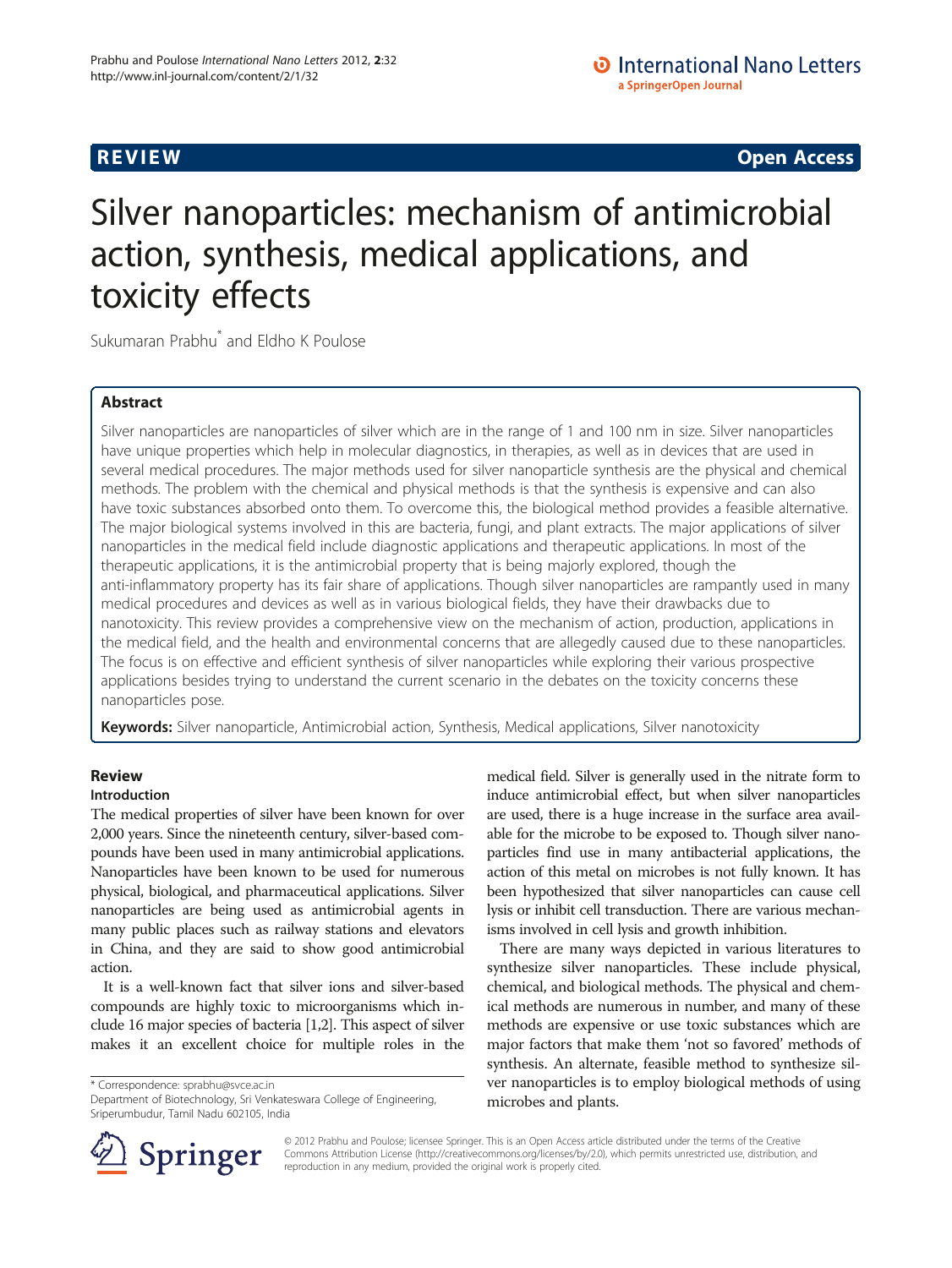**REVIEW** **Open Access**

# Silver nanoparticles: mechanism of antimicrobial action, synthesis, medical applications, and toxicity effects

Sukumaran Prabhu* and Eldho K Poulose

## Abstract

Silver nanoparticles are nanoparticles of silver which are in the range of 1 and 100 nm in size. Silver nanoparticles have unique properties which help in molecular diagnostics, in therapies, as well as in devices that are used in several medical procedures. The major methods used for silver nanoparticle synthesis are the physical and chemical methods. The problem with the chemical and physical methods is that the synthesis is expensive and can also have toxic substances absorbed onto them. To overcome this, the biological method provides a feasible alternative. The major biological systems involved in this are bacteria, fungi, and plant extracts. The major applications of silver nanoparticles in the medical field include diagnostic applications and therapeutic applications. In most of the therapeutic applications, it is the antimicrobial property that is being majorly explored, though the anti-inflammatory property has its fair share of applications. Though silver nanoparticles are rampantly used in many medical procedures and devices as well as in various biological fields, they have their drawbacks due to nanotoxicity. This review provides a comprehensive view on the mechanism of action, production, applications in the medical field, and the health and environmental concerns that are allegedly caused due to these nanoparticles. The focus is on effective and efficient synthesis of silver nanoparticles while exploring their various prospective applications besides trying to understand the current scenario in the debates on the toxicity concerns these nanoparticles pose.

**Keywords:** Silver nanoparticle, Antimicrobial action, Synthesis, Medical applications, Silver nanotoxicity

## Review

### Introduction

The medical properties of silver have been known for over 2,000 years. Since the nineteenth century, silver-based compounds have been used in many antimicrobial applications. Nanoparticles have been known to be used for numerous physical, biological, and pharmaceutical applications. Silver nanoparticles are being used as antimicrobial agents in many public places such as railway stations and elevators in China, and they are said to show good antimicrobial action.

It is a well-known fact that silver ions and silver-based compounds are highly toxic to microorganisms which include 16 major species of bacteria [1,2]. This aspect of silver makes it an excellent choice for multiple roles in the medical field. Silver is generally used in the nitrate form to induce antimicrobial effect, but when silver nanoparticles are used, there is a huge increase in the surface area available for the microbe to be exposed to. Though silver nanoparticles find use in many antibacterial applications, the action of this metal on microbes is not fully known. It has been hypothesized that silver nanoparticles can cause cell lysis or inhibit cell transduction. There are various mechanisms involved in cell lysis and growth inhibition.

There are many ways depicted in various literatures to synthesize silver nanoparticles. These include physical, chemical, and biological methods. The physical and chemical methods are numerous in number, and many of these methods are expensive or use toxic substances which are major factors that make them 'not so favored' methods of synthesis. An alternate, feasible method to synthesize silver nanoparticles is to employ biological methods of using microbes and plants.

* Correspondence: sprabhu@svce.ac.in
Department of Biotechnology, Sri Venkateswara College of Engineering, Sriperumbudur, Tamil Nadu 602105, India

© 2012 Prabhu and Poulose; licensee Springer. This is an Open Access article distributed under the terms of the Creative Commons Attribution License (http://creativecommons.org/licenses/by/2.0), which permits unrestricted use, distribution, and reproduction in any medium, provided the original work is properly cited.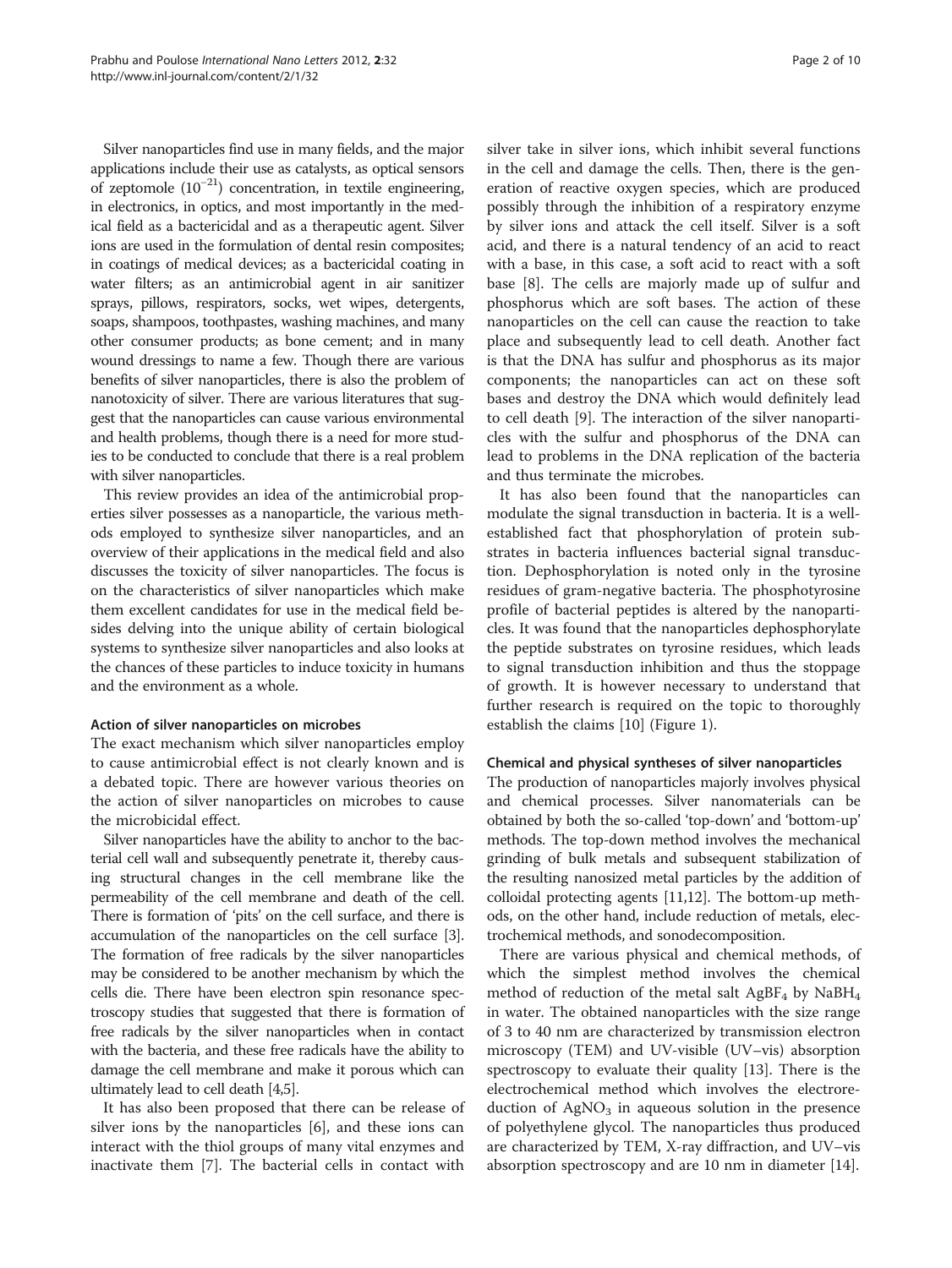Silver nanoparticles find use in many fields, and the major applications include their use as catalysts, as optical sensors of zeptomole ($10^{-21}$) concentration, in textile engineering, in electronics, in optics, and most importantly in the medical field as a bactericidal and as a therapeutic agent. Silver ions are used in the formulation of dental resin composites; in coatings of medical devices; as a bactericidal coating in water filters; as an antimicrobial agent in air sanitizer sprays, pillows, respirators, socks, wet wipes, detergents, soaps, shampoos, toothpastes, washing machines, and many other consumer products; as bone cement; and in many wound dressings to name a few. Though there are various benefits of silver nanoparticles, there is also the problem of nanotoxicity of silver. There are various literatures that suggest that the nanoparticles can cause various environmental and health problems, though there is a need for more studies to be conducted to conclude that there is a real problem with silver nanoparticles.

This review provides an idea of the antimicrobial properties silver possesses as a nanoparticle, the various methods employed to synthesize silver nanoparticles, and an overview of their applications in the medical field and also discusses the toxicity of silver nanoparticles. The focus is on the characteristics of silver nanoparticles which make them excellent candidates for use in the medical field besides delving into the unique ability of certain biological systems to synthesize silver nanoparticles and also looks at the chances of these particles to induce toxicity in humans and the environment as a whole.

### Action of silver nanoparticles on microbes

The exact mechanism which silver nanoparticles employ to cause antimicrobial effect is not clearly known and is a debated topic. There are however various theories on the action of silver nanoparticles on microbes to cause the microbicidal effect.

Silver nanoparticles have the ability to anchor to the bacterial cell wall and subsequently penetrate it, thereby causing structural changes in the cell membrane like the permeability of the cell membrane and death of the cell. There is formation of 'pits' on the cell surface, and there is accumulation of the nanoparticles on the cell surface [3]. The formation of free radicals by the silver nanoparticles may be considered to be another mechanism by which the cells die. There have been electron spin resonance spectroscopy studies that suggested that there is formation of free radicals by the silver nanoparticles when in contact with the bacteria, and these free radicals have the ability to damage the cell membrane and make it porous which can ultimately lead to cell death [4,5].

It has also been proposed that there can be release of silver ions by the nanoparticles [6], and these ions can interact with the thiol groups of many vital enzymes and inactivate them [7]. The bacterial cells in contact with silver take in silver ions, which inhibit several functions in the cell and damage the cells. Then, there is the generation of reactive oxygen species, which are produced possibly through the inhibition of a respiratory enzyme by silver ions and attack the cell itself. Silver is a soft acid, and there is a natural tendency of an acid to react with a base, in this case, a soft acid to react with a soft base [8]. The cells are majorly made up of sulfur and phosphorus which are soft bases. The action of these nanoparticles on the cell can cause the reaction to take place and subsequently lead to cell death. Another fact is that the DNA has sulfur and phosphorus as its major components; the nanoparticles can act on these soft bases and destroy the DNA which would definitely lead to cell death [9]. The interaction of the silver nanoparticles with the sulfur and phosphorus of the DNA can lead to problems in the DNA replication of the bacteria and thus terminate the microbes.

It has also been found that the nanoparticles can modulate the signal transduction in bacteria. It is a well-established fact that phosphorylation of protein substrates in bacteria influences bacterial signal transduction. Dephosphorylation is noted only in the tyrosine residues of gram-negative bacteria. The phosphotyrosine profile of bacterial peptides is altered by the nanoparticles. It was found that the nanoparticles dephosphorylate the peptide substrates on tyrosine residues, which leads to signal transduction inhibition and thus the stoppage of growth. It is however necessary to understand that further research is required on the topic to thoroughly establish the claims [10] (Figure 1).

### Chemical and physical syntheses of silver nanoparticles

The production of nanoparticles majorly involves physical and chemical processes. Silver nanomaterials can be obtained by both the so-called 'top-down' and 'bottom-up' methods. The top-down method involves the mechanical grinding of bulk metals and subsequent stabilization of the resulting nanosized metal particles by the addition of colloidal protecting agents [11,12]. The bottom-up methods, on the other hand, include reduction of metals, electrochemical methods, and sonodecomposition.

There are various physical and chemical methods, of which the simplest method involves the chemical method of reduction of the metal salt $AgBF_4$ by $NaBH_4$ in water. The obtained nanoparticles with the size range of 3 to 40 nm are characterized by transmission electron microscopy (TEM) and UV-visible (UV–vis) absorption spectroscopy to evaluate their quality [13]. There is the electrochemical method which involves the electroreduction of $AgNO_3$ in aqueous solution in the presence of polyethylene glycol. The nanoparticles thus produced are characterized by TEM, X-ray diffraction, and UV–vis absorption spectroscopy and are 10 nm in diameter [14].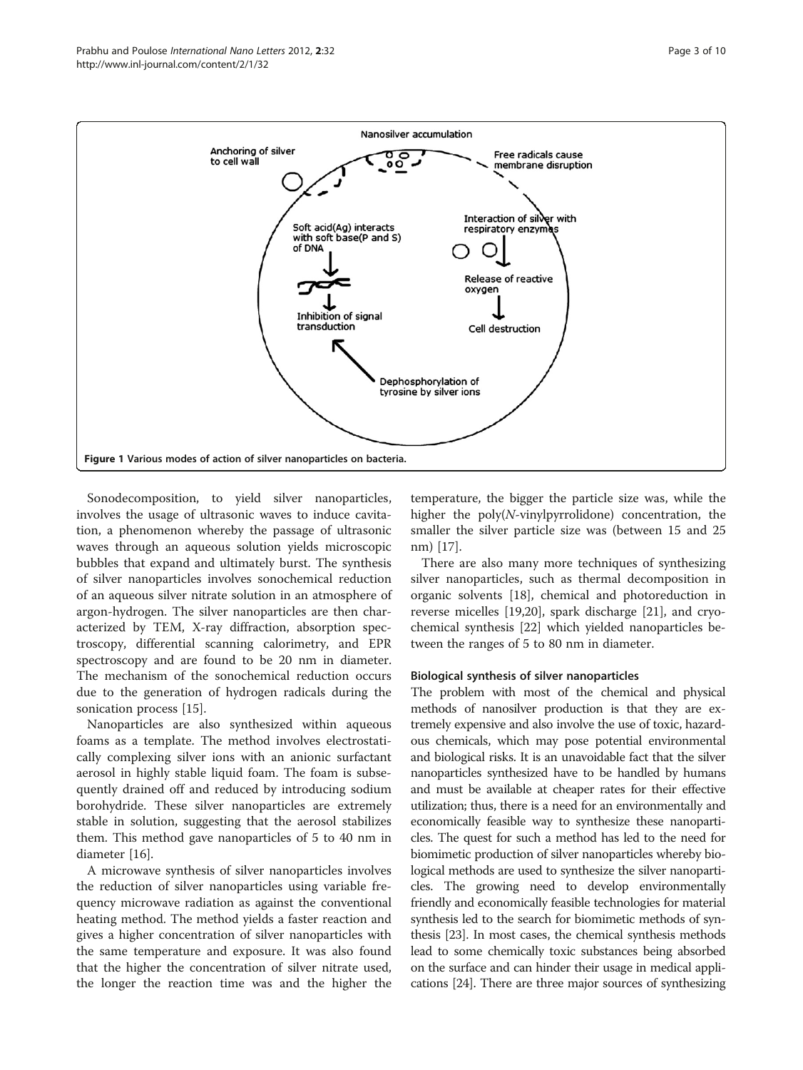Figure 1 Various modes of action of silver nanoparticles on bacteria.

Sonodecomposition, to yield silver nanoparticles, involves the usage of ultrasonic waves to induce cavitation, a phenomenon whereby the passage of ultrasonic waves through an aqueous solution yields microscopic bubbles that expand and ultimately burst. The synthesis of silver nanoparticles involves sonochemical reduction of an aqueous silver nitrate solution in an atmosphere of argon-hydrogen. The silver nanoparticles are then characterized by TEM, X-ray diffraction, absorption spectroscopy, differential scanning calorimetry, and EPR spectroscopy and are found to be 20 nm in diameter. The mechanism of the sonochemical reduction occurs due to the generation of hydrogen radicals during the sonication process [15].

Nanoparticles are also synthesized within aqueous foams as a template. The method involves electrostatically complexing silver ions with an anionic surfactant aerosol in highly stable liquid foam. The foam is subsequently drained off and reduced by introducing sodium borohydride. These silver nanoparticles are extremely stable in solution, suggesting that the aerosol stabilizes them. This method gave nanoparticles of 5 to 40 nm in diameter [16].

A microwave synthesis of silver nanoparticles involves the reduction of silver nanoparticles using variable frequency microwave radiation as against the conventional heating method. The method yields a faster reaction and gives a higher concentration of silver nanoparticles with the same temperature and exposure. It was also found that the higher the concentration of silver nitrate used, the longer the reaction time was and the higher the temperature, the bigger the particle size was, while the higher the poly(*N*-vinylpyrrolidone) concentration, the smaller the silver particle size was (between 15 and 25 nm) [17].

There are also many more techniques of synthesizing silver nanoparticles, such as thermal decomposition in organic solvents [18], chemical and photoreduction in reverse micelles [19,20], spark discharge [21], and cryochemical synthesis [22] which yielded nanoparticles between the ranges of 5 to 80 nm in diameter.

### Biological synthesis of silver nanoparticles

The problem with most of the chemical and physical methods of nanosilver production is that they are extremely expensive and also involve the use of toxic, hazardous chemicals, which may pose potential environmental and biological risks. It is an unavoidable fact that the silver nanoparticles synthesized have to be handled by humans and must be available at cheaper rates for their effective utilization; thus, there is a need for an environmentally and economically feasible way to synthesize these nanoparticles. The quest for such a method has led to the need for biomimetic production of silver nanoparticles whereby biological methods are used to synthesize the silver nanoparticles. The growing need to develop environmentally friendly and economically feasible technologies for material synthesis led to the search for biomimetic methods of synthesis [23]. In most cases, the chemical synthesis methods lead to some chemically toxic substances being absorbed on the surface and can hinder their usage in medical applications [24]. There are three major sources of synthesizing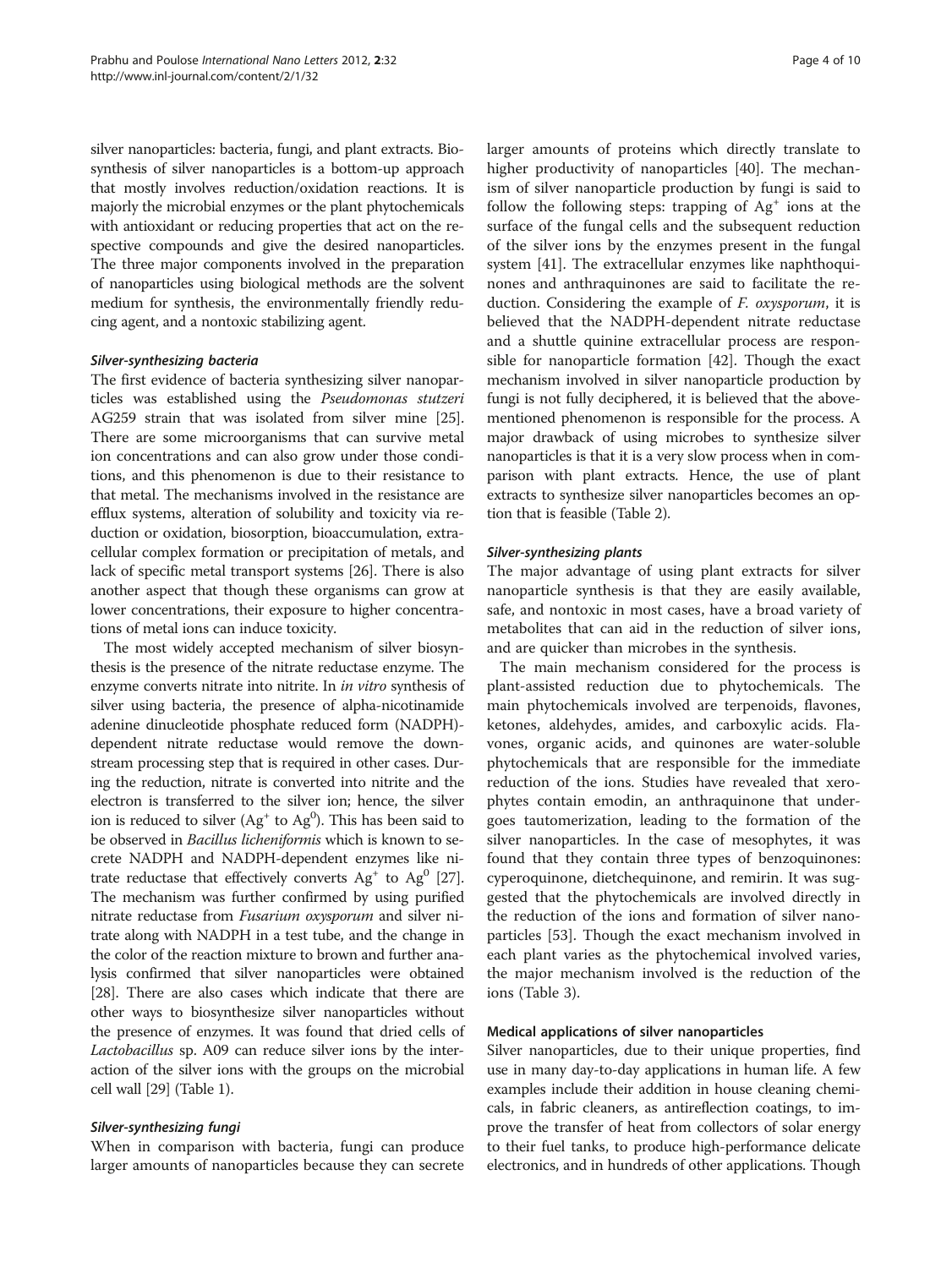silver nanoparticles: bacteria, fungi, and plant extracts. Biosynthesis of silver nanoparticles is a bottom-up approach that mostly involves reduction/oxidation reactions. It is majorly the microbial enzymes or the plant phytochemicals with antioxidant or reducing properties that act on the respective compounds and give the desired nanoparticles. The three major components involved in the preparation of nanoparticles using biological methods are the solvent medium for synthesis, the environmentally friendly reducing agent, and a nontoxic stabilizing agent.

#### *Silver-synthesizing bacteria*

The first evidence of bacteria synthesizing silver nanoparticles was established using the *Pseudomonas stutzeri* AG259 strain that was isolated from silver mine [25]. There are some microorganisms that can survive metal ion concentrations and can also grow under those conditions, and this phenomenon is due to their resistance to that metal. The mechanisms involved in the resistance are efflux systems, alteration of solubility and toxicity via reduction or oxidation, biosorption, bioaccumulation, extracellular complex formation or precipitation of metals, and lack of specific metal transport systems [26]. There is also another aspect that though these organisms can grow at lower concentrations, their exposure to higher concentrations of metal ions can induce toxicity.

The most widely accepted mechanism of silver biosynthesis is the presence of the nitrate reductase enzyme. The enzyme converts nitrate into nitrite. In *in vitro* synthesis of silver using bacteria, the presence of alpha-nicotinamide adenine dinucleotide phosphate reduced form (NADPH)-dependent nitrate reductase would remove the downstream processing step that is required in other cases. During the reduction, nitrate is converted into nitrite and the electron is transferred to the silver ion; hence, the silver ion is reduced to silver ($Ag^+$ to $Ag^0$). This has been said to be observed in *Bacillus licheniformis* which is known to secrete NADPH and NADPH-dependent enzymes like nitrate reductase that effectively converts $Ag^+$ to $Ag^0$ [27]. The mechanism was further confirmed by using purified nitrate reductase from *Fusarium oxysporum* and silver nitrate along with NADPH in a test tube, and the change in the color of the reaction mixture to brown and further analysis confirmed that silver nanoparticles were obtained [28]. There are also cases which indicate that there are other ways to biosynthesize silver nanoparticles without the presence of enzymes. It was found that dried cells of *Lactobacillus* sp. A09 can reduce silver ions by the interaction of the silver ions with the groups on the microbial cell wall [29] (Table 1).

#### *Silver-synthesizing fungi*

When in comparison with bacteria, fungi can produce larger amounts of nanoparticles because they can secrete larger amounts of proteins which directly translate to higher productivity of nanoparticles [40]. The mechanism of silver nanoparticle production by fungi is said to follow the following steps: trapping of $Ag^+$ ions at the surface of the fungal cells and the subsequent reduction of the silver ions by the enzymes present in the fungal system [41]. The extracellular enzymes like naphthoquinones and anthraquinones are said to facilitate the reduction. Considering the example of *F. oxysporum*, it is believed that the NADPH-dependent nitrate reductase and a shuttle quinine extracellular process are responsible for nanoparticle formation [42]. Though the exact mechanism involved in silver nanoparticle production by fungi is not fully deciphered, it is believed that the above-mentioned phenomenon is responsible for the process. A major drawback of using microbes to synthesize silver nanoparticles is that it is a very slow process when in comparison with plant extracts. Hence, the use of plant extracts to synthesize silver nanoparticles becomes an option that is feasible (Table 2).

#### *Silver-synthesizing plants*

The major advantage of using plant extracts for silver nanoparticle synthesis is that they are easily available, safe, and nontoxic in most cases, have a broad variety of metabolites that can aid in the reduction of silver ions, and are quicker than microbes in the synthesis.

The main mechanism considered for the process is plant-assisted reduction due to phytochemicals. The main phytochemicals involved are terpenoids, flavones, ketones, aldehydes, amides, and carboxylic acids. Flavones, organic acids, and quinones are water-soluble phytochemicals that are responsible for the immediate reduction of the ions. Studies have revealed that xerophytes contain emodin, an anthraquinone that undergoes tautomerization, leading to the formation of the silver nanoparticles. In the case of mesophytes, it was found that they contain three types of benzoquinones: cyperoquinone, dietchequinone, and remirin. It was suggested that the phytochemicals are involved directly in the reduction of the ions and formation of silver nanoparticles [53]. Though the exact mechanism involved in each plant varies as the phytochemical involved varies, the major mechanism involved is the reduction of the ions (Table 3).

### Medical applications of silver nanoparticles

Silver nanoparticles, due to their unique properties, find use in many day-to-day applications in human life. A few examples include their addition in house cleaning chemicals, in fabric cleaners, as antireflection coatings, to improve the transfer of heat from collectors of solar energy to their fuel tanks, to produce high-performance delicate electronics, and in hundreds of other applications. Though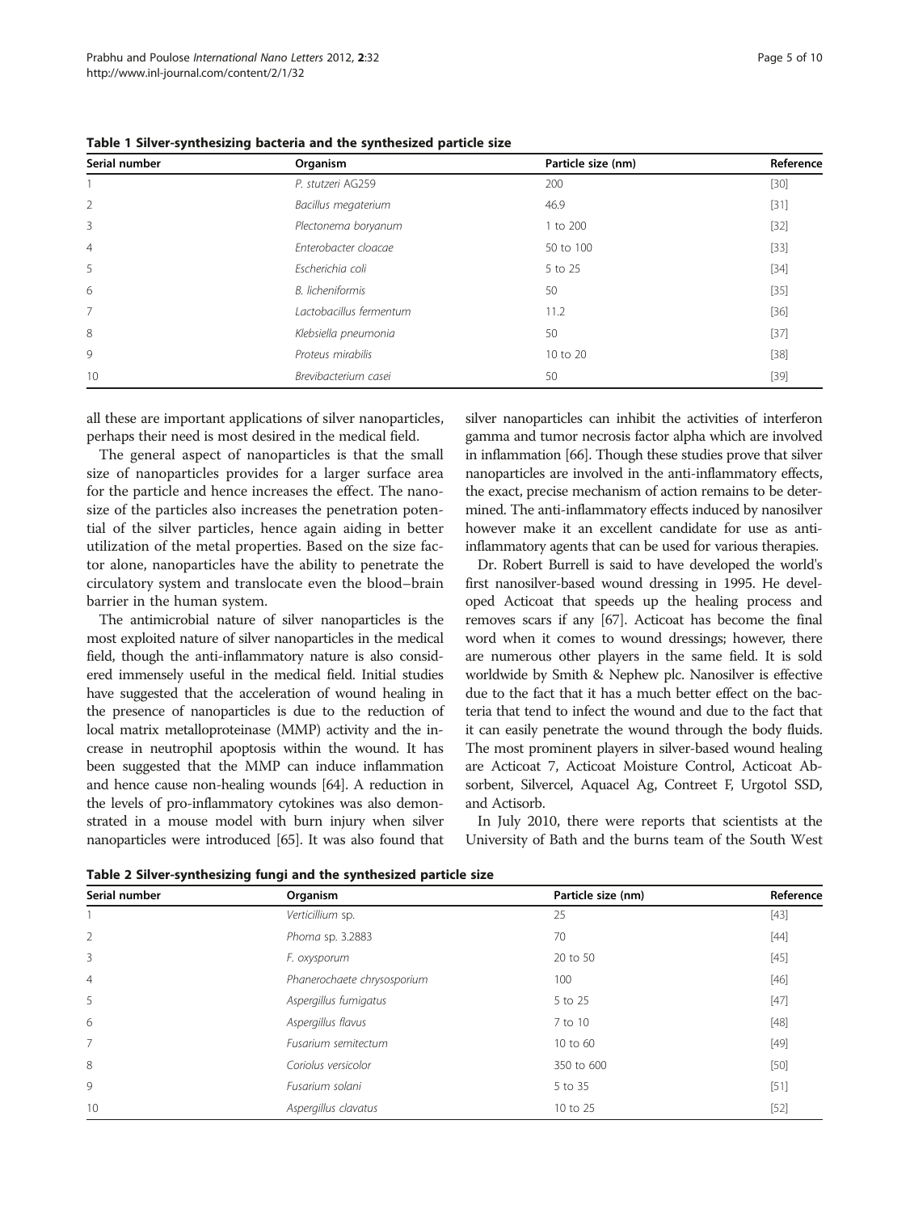**Table 1 Silver-synthesizing bacteria and the synthesized particle size**

| Serial number | Organism | Particle size (nm) | Reference |
|---|---|---|---|
| 1 | *P. stutzeri* AG259 | 200 | [30] |
| 2 | *Bacillus megaterium* | 46.9 | [31] |
| 3 | *Plectonema boryanum* | 1 to 200 | [32] |
| 4 | *Enterobacter cloacae* | 50 to 100 | [33] |
| 5 | *Escherichia coli* | 5 to 25 | [34] |
| 6 | *B. licheniformis* | 50 | [35] |
| 7 | *Lactobacillus fermentum* | 11.2 | [36] |
| 8 | *Klebsiella pneumonia* | 50 | [37] |
| 9 | *Proteus mirabilis* | 10 to 20 | [38] |
| 10 | *Brevibacterium casei* | 50 | [39] |

all these are important applications of silver nanoparticles, perhaps their need is most desired in the medical field.

The general aspect of nanoparticles is that the small size of nanoparticles provides for a larger surface area for the particle and hence increases the effect. The nanosize of the particles also increases the penetration potential of the silver particles, hence again aiding in better utilization of the metal properties. Based on the size factor alone, nanoparticles have the ability to penetrate the circulatory system and translocate even the blood–brain barrier in the human system.

The antimicrobial nature of silver nanoparticles is the most exploited nature of silver nanoparticles in the medical field, though the anti-inflammatory nature is also considered immensely useful in the medical field. Initial studies have suggested that the acceleration of wound healing in the presence of nanoparticles is due to the reduction of local matrix metalloproteinase (MMP) activity and the increase in neutrophil apoptosis within the wound. It has been suggested that the MMP can induce inflammation and hence cause non-healing wounds [64]. A reduction in the levels of pro-inflammatory cytokines was also demonstrated in a mouse model with burn injury when silver nanoparticles were introduced [65]. It was also found that silver nanoparticles can inhibit the activities of interferon gamma and tumor necrosis factor alpha which are involved in inflammation [66]. Though these studies prove that silver nanoparticles are involved in the anti-inflammatory effects, the exact, precise mechanism of action remains to be determined. The anti-inflammatory effects induced by nanosilver however make it an excellent candidate for use as anti-inflammatory agents that can be used for various therapies.

Dr. Robert Burrell is said to have developed the world's first nanosilver-based wound dressing in 1995. He developed Acticoat that speeds up the healing process and removes scars if any [67]. Acticoat has become the final word when it comes to wound dressings; however, there are numerous other players in the same field. It is sold worldwide by Smith & Nephew plc. Nanosilver is effective due to the fact that it has a much better effect on the bacteria that tend to infect the wound and due to the fact that it can easily penetrate the wound through the body fluids. The most prominent players in silver-based wound healing are Acticoat 7, Acticoat Moisture Control, Acticoat Absorbent, Silvercel, Aquacel Ag, Contreet F, Urgotol SSD, and Actisorb.

In July 2010, there were reports that scientists at the University of Bath and the burns team of the South West

**Table 2 Silver-synthesizing fungi and the synthesized particle size**

| Serial number | Organism | Particle size (nm) | Reference |
|---|---|---|---|
| 1 | *Verticillium* sp. | 25 | [43] |
| 2 | *Phoma* sp. 3.2883 | 70 | [44] |
| 3 | *F. oxysporum* | 20 to 50 | [45] |
| 4 | *Phanerochaete chrysosporium* | 100 | [46] |
| 5 | *Aspergillus fumigatus* | 5 to 25 | [47] |
| 6 | *Aspergillus flavus* | 7 to 10 | [48] |
| 7 | *Fusarium semitectum* | 10 to 60 | [49] |
| 8 | *Coriolus versicolor* | 350 to 600 | [50] |
| 9 | *Fusarium solani* | 5 to 35 | [51] |
| 10 | *Aspergillus clavatus* | 10 to 25 | [52] |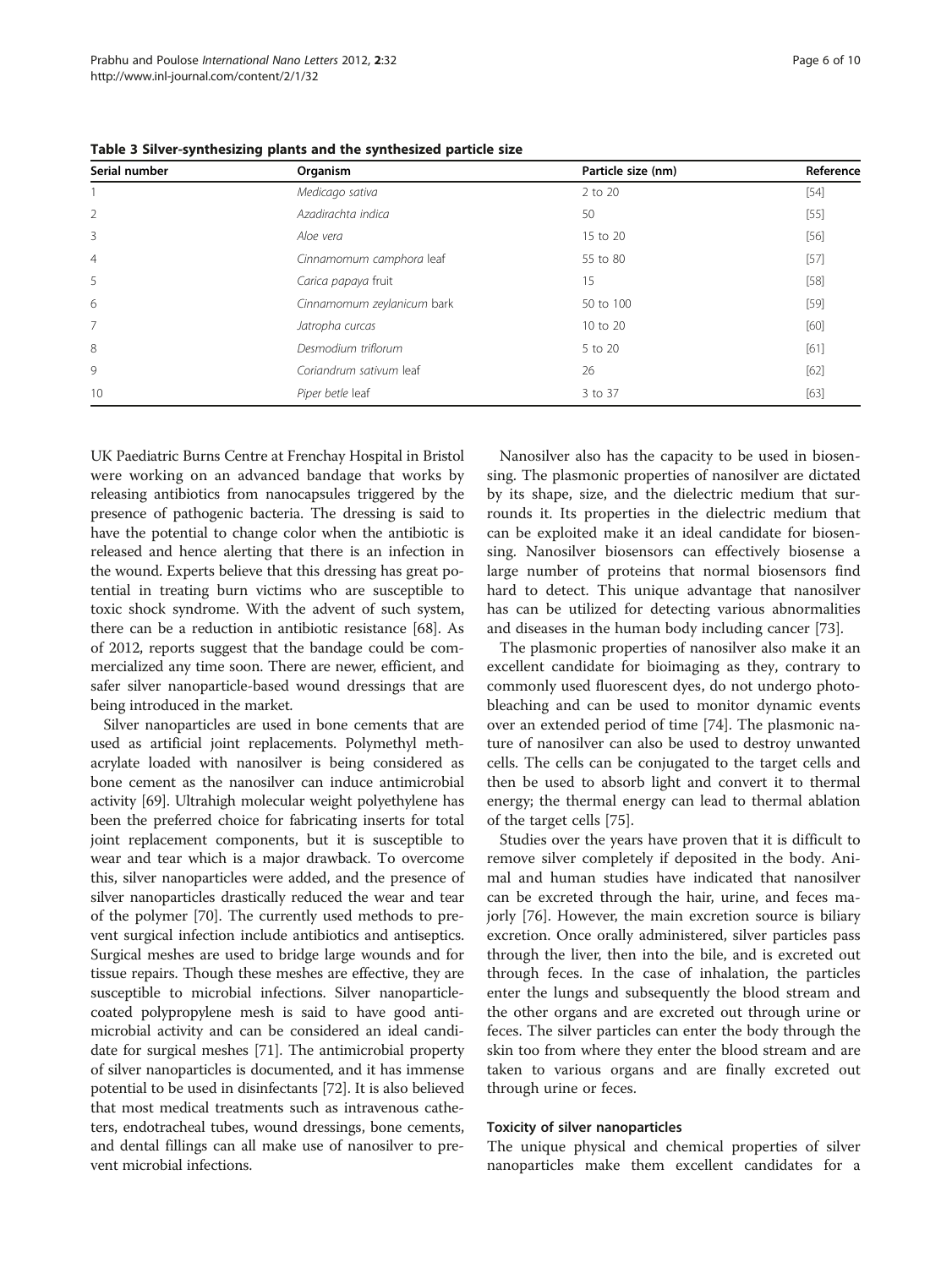**Table 3 Silver-synthesizing plants and the synthesized particle size**

| Serial number | Organism | Particle size (nm) | Reference |
|---|---|---|---|
| 1 | *Medicago sativa* | 2 to 20 | [54] |
| 2 | *Azadirachta indica* | 50 | [55] |
| 3 | *Aloe vera* | 15 to 20 | [56] |
| 4 | *Cinnamomum camphora* leaf | 55 to 80 | [57] |
| 5 | *Carica papaya* fruit | 15 | [58] |
| 6 | *Cinnamomum zeylanicum* bark | 50 to 100 | [59] |
| 7 | *Jatropha curcas* | 10 to 20 | [60] |
| 8 | *Desmodium triflorum* | 5 to 20 | [61] |
| 9 | *Coriandrum sativum* leaf | 26 | [62] |
| 10 | *Piper betle* leaf | 3 to 37 | [63] |

UK Paediatric Burns Centre at Frenchay Hospital in Bristol were working on an advanced bandage that works by releasing antibiotics from nanocapsules triggered by the presence of pathogenic bacteria. The dressing is said to have the potential to change color when the antibiotic is released and hence alerting that there is an infection in the wound. Experts believe that this dressing has great potential in treating burn victims who are susceptible to toxic shock syndrome. With the advent of such system, there can be a reduction in antibiotic resistance [68]. As of 2012, reports suggest that the bandage could be commercialized any time soon. There are newer, efficient, and safer silver nanoparticle-based wound dressings that are being introduced in the market.

Silver nanoparticles are used in bone cements that are used as artificial joint replacements. Polymethyl methacrylate loaded with nanosilver is being considered as bone cement as the nanosilver can induce antimicrobial activity [69]. Ultrahigh molecular weight polyethylene has been the preferred choice for fabricating inserts for total joint replacement components, but it is susceptible to wear and tear which is a major drawback. To overcome this, silver nanoparticles were added, and the presence of silver nanoparticles drastically reduced the wear and tear of the polymer [70]. The currently used methods to prevent surgical infection include antibiotics and antiseptics. Surgical meshes are used to bridge large wounds and for tissue repairs. Though these meshes are effective, they are susceptible to microbial infections. Silver nanoparticle-coated polypropylene mesh is said to have good antimicrobial activity and can be considered an ideal candidate for surgical meshes [71]. The antimicrobial property of silver nanoparticles is documented, and it has immense potential to be used in disinfectants [72]. It is also believed that most medical treatments such as intravenous catheters, endotracheal tubes, wound dressings, bone cements, and dental fillings can all make use of nanosilver to prevent microbial infections.

Nanosilver also has the capacity to be used in biosensing. The plasmonic properties of nanosilver are dictated by its shape, size, and the dielectric medium that surrounds it. Its properties in the dielectric medium that can be exploited make it an ideal candidate for biosensing. Nanosilver biosensors can effectively biosense a large number of proteins that normal biosensors find hard to detect. This unique advantage that nanosilver has can be utilized for detecting various abnormalities and diseases in the human body including cancer [73].

The plasmonic properties of nanosilver also make it an excellent candidate for bioimaging as they, contrary to commonly used fluorescent dyes, do not undergo photobleaching and can be used to monitor dynamic events over an extended period of time [74]. The plasmonic nature of nanosilver can also be used to destroy unwanted cells. The cells can be conjugated to the target cells and then be used to absorb light and convert it to thermal energy; the thermal energy can lead to thermal ablation of the target cells [75].

Studies over the years have proven that it is difficult to remove silver completely if deposited in the body. Animal and human studies have indicated that nanosilver can be excreted through the hair, urine, and feces majorly [76]. However, the main excretion source is biliary excretion. Once orally administered, silver particles pass through the liver, then into the bile, and is excreted out through feces. In the case of inhalation, the particles enter the lungs and subsequently the blood stream and the other organs and are excreted out through urine or feces. The silver particles can enter the body through the skin too from where they enter the blood stream and are taken to various organs and are finally excreted out through urine or feces.

### Toxicity of silver nanoparticles

The unique physical and chemical properties of silver nanoparticles make them excellent candidates for a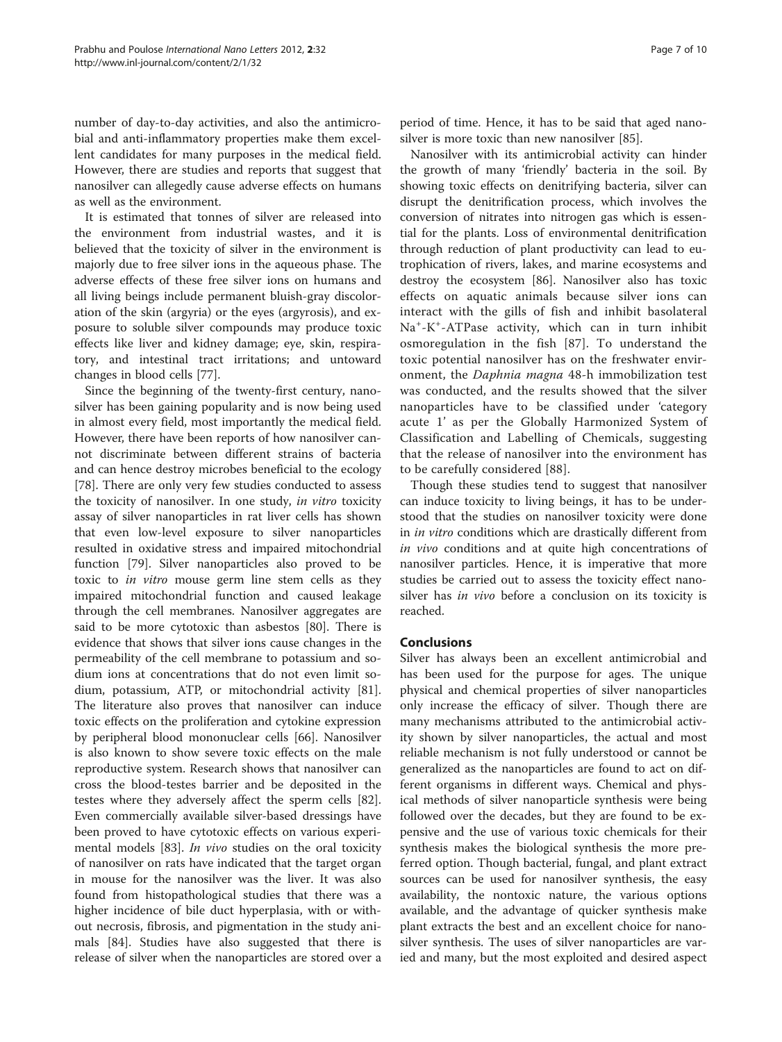number of day-to-day activities, and also the antimicrobial and anti-inflammatory properties make them excellent candidates for many purposes in the medical field. However, there are studies and reports that suggest that nanosilver can allegedly cause adverse effects on humans as well as the environment.

It is estimated that tonnes of silver are released into the environment from industrial wastes, and it is believed that the toxicity of silver in the environment is majorly due to free silver ions in the aqueous phase. The adverse effects of these free silver ions on humans and all living beings include permanent bluish-gray discoloration of the skin (argyria) or the eyes (argyrosis), and exposure to soluble silver compounds may produce toxic effects like liver and kidney damage; eye, skin, respiratory, and intestinal tract irritations; and untoward changes in blood cells [77].

Since the beginning of the twenty-first century, nanosilver has been gaining popularity and is now being used in almost every field, most importantly the medical field. However, there have been reports of how nanosilver cannot discriminate between different strains of bacteria and can hence destroy microbes beneficial to the ecology [78]. There are only very few studies conducted to assess the toxicity of nanosilver. In one study, *in vitro* toxicity assay of silver nanoparticles in rat liver cells has shown that even low-level exposure to silver nanoparticles resulted in oxidative stress and impaired mitochondrial function [79]. Silver nanoparticles also proved to be toxic to *in vitro* mouse germ line stem cells as they impaired mitochondrial function and caused leakage through the cell membranes. Nanosilver aggregates are said to be more cytotoxic than asbestos [80]. There is evidence that shows that silver ions cause changes in the permeability of the cell membrane to potassium and sodium ions at concentrations that do not even limit sodium, potassium, ATP, or mitochondrial activity [81]. The literature also proves that nanosilver can induce toxic effects on the proliferation and cytokine expression by peripheral blood mononuclear cells [66]. Nanosilver is also known to show severe toxic effects on the male reproductive system. Research shows that nanosilver can cross the blood-testes barrier and be deposited in the testes where they adversely affect the sperm cells [82]. Even commercially available silver-based dressings have been proved to have cytotoxic effects on various experimental models [83]. *In vivo* studies on the oral toxicity of nanosilver on rats have indicated that the target organ in mouse for the nanosilver was the liver. It was also found from histopathological studies that there was a higher incidence of bile duct hyperplasia, with or without necrosis, fibrosis, and pigmentation in the study animals [84]. Studies have also suggested that there is release of silver when the nanoparticles are stored over a period of time. Hence, it has to be said that aged nanosilver is more toxic than new nanosilver [85].

Nanosilver with its antimicrobial activity can hinder the growth of many 'friendly' bacteria in the soil. By showing toxic effects on denitrifying bacteria, silver can disrupt the denitrification process, which involves the conversion of nitrates into nitrogen gas which is essential for the plants. Loss of environmental denitrification through reduction of plant productivity can lead to eutrophication of rivers, lakes, and marine ecosystems and destroy the ecosystem [86]. Nanosilver also has toxic effects on aquatic animals because silver ions can interact with the gills of fish and inhibit basolateral $Na^+$-$K^+$-ATPase activity, which can in turn inhibit osmoregulation in the fish [87]. To understand the toxic potential nanosilver has on the freshwater environment, the *Daphnia magna* 48-h immobilization test was conducted, and the results showed that the silver nanoparticles have to be classified under 'category acute 1' as per the Globally Harmonized System of Classification and Labelling of Chemicals, suggesting that the release of nanosilver into the environment has to be carefully considered [88].

Though these studies tend to suggest that nanosilver can induce toxicity to living beings, it has to be understood that the studies on nanosilver toxicity were done in *in vitro* conditions which are drastically different from *in vivo* conditions and at quite high concentrations of nanosilver particles. Hence, it is imperative that more studies be carried out to assess the toxicity effect nanosilver has *in vivo* before a conclusion on its toxicity is reached.

## Conclusions

Silver has always been an excellent antimicrobial and has been used for the purpose for ages. The unique physical and chemical properties of silver nanoparticles only increase the efficacy of silver. Though there are many mechanisms attributed to the antimicrobial activity shown by silver nanoparticles, the actual and most reliable mechanism is not fully understood or cannot be generalized as the nanoparticles are found to act on different organisms in different ways. Chemical and physical methods of silver nanoparticle synthesis were being followed over the decades, but they are found to be expensive and the use of various toxic chemicals for their synthesis makes the biological synthesis the more preferred option. Though bacterial, fungal, and plant extract sources can be used for nanosilver synthesis, the easy availability, the nontoxic nature, the various options available, and the advantage of quicker synthesis make plant extracts the best and an excellent choice for nanosilver synthesis. The uses of silver nanoparticles are varied and many, but the most exploited and desired aspect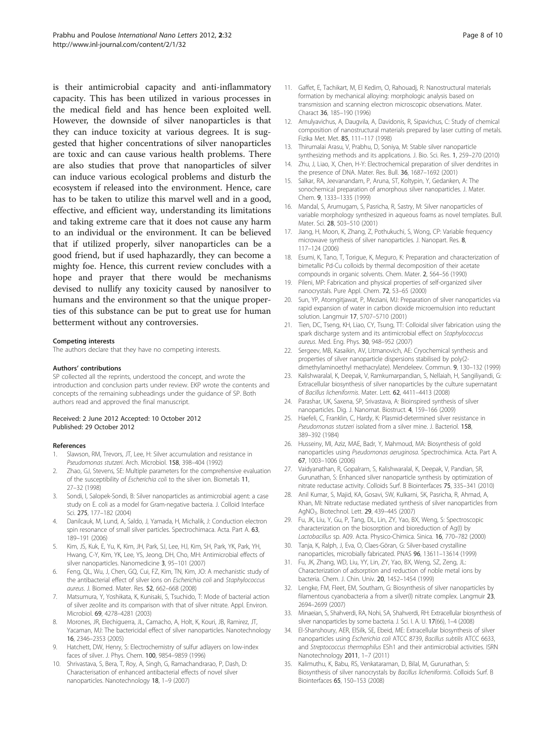is their antimicrobial capacity and anti-inflammatory capacity. This has been utilized in various processes in the medical field and has hence been exploited well. However, the downside of silver nanoparticles is that they can induce toxicity at various degrees. It is suggested that higher concentrations of silver nanoparticles are toxic and can cause various health problems. There are also studies that prove that nanoparticles of silver can induce various ecological problems and disturb the ecosystem if released into the environment. Hence, care has to be taken to utilize this marvel well and in a good, effective, and efficient way, understanding its limitations and taking extreme care that it does not cause any harm to an individual or the environment. It can be believed that if utilized properly, silver nanoparticles can be a good friend, but if used haphazardly, they can become a mighty foe. Hence, this current review concludes with a hope and prayer that there would be mechanisms devised to nullify any toxicity caused by nanosilver to humans and the environment so that the unique properties of this substance can be put to great use for human betterment without any controversies.

#### Competing interests

The authors declare that they have no competing interests.

#### Authors' contributions

SP collected all the reprints, understood the concept, and wrote the introduction and conclusion parts under review. EKP wrote the contents and concepts of the remaining subheadings under the guidance of SP. Both authors read and approved the final manuscript.

Received: 2 June 2012 Accepted: 10 October 2012
Published: 29 October 2012

#### References

1. Slawson, RM, Trevors, JT, Lee, H: Silver accumulation and resistance in *Pseudomonas stutzeri*. Arch. Microbiol. **158**, 398–404 (1992)
2. Zhao, GJ, Stevens, SE: Multiple parameters for the comprehensive evaluation of the susceptibility of *Escherichia coli* to the silver ion. Biometals **11**, 27–32 (1998)
3. Sondi, I, Salopek-Sondi, B: Silver nanoparticles as antimicrobial agent: a case study on E. coli as a model for Gram-negative bacteria. J. Colloid Interface Sci. **275**, 177–182 (2004)
4. Danilcauk, M, Lund, A, Saldo, J, Yamada, H, Michalik, J: Conduction electron spin resonance of small silver particles. Spectrochimaca. Acta. Part A. **63**, 189–191 (2006)
5. Kim, JS, Kuk, E, Yu, K, Kim, JH, Park, SJ, Lee, HJ, Kim, SH, Park, YK, Park, YH, Hwang, C-Y, Kim, YK, Lee, YS, Jeong, DH, Cho, MH: Antimicrobial effects of silver nanoparticles. Nanomedicine **3**, 95–101 (2007)
6. Feng, QL, Wu, J, Chen, GQ, Cui, FZ, Kim, TN, Kim, JO: A mechanistic study of the antibacterial effect of silver ions on *Escherichia coli* and *Staphylococcus aureus*. J. Biomed. Mater. Res. **52**, 662–668 (2008)
7. Matsumura, Y, Yoshikata, K, Kunisaki, S, Tsuchido, T: Mode of bacterial action of silver zeolite and its comparison with that of silver nitrate. Appl. Environ. Microbiol. **69**, 4278–4281 (2003)
8. Morones, JR, Elechiguerra, JL, Camacho, A, Holt, K, Kouri, JB, Ramirez, JT, Yacaman, MJ: The bactericidal effect of silver nanoparticles. Nanotechnology **16**, 2346–2353 (2005)
9. Hatchett, DW, Henry, S: Electrochemistry of sulfur adlayers on low-index faces of silver. J. Phys. Chem. **100**, 9854–9859 (1996)
10. Shrivastava, S, Bera, T, Roy, A, Singh, G, Ramachandrarao, P, Dash, D: Characterisation of enhanced antibacterial effects of novel silver nanoparticles. Nanotechnology **18**, 1–9 (2007)
11. Gaffet, E, Tachikart, M, El Kedim, O, Rahouadj, R: Nanostructural materials formation by mechanical alloying: morphologic analysis based on transmission and scanning electron microscopic observations. Mater. Charact **36**, 185–190 (1996)
12. Amulyavichus, A, Daugvila, A, Davidonis, R, Sipavichus, C: Study of chemical composition of nanostructural materials prepared by laser cutting of metals. Fizika Met. Met. **85**, 111–117 (1998)
13. Thirumalai Arasu, V, Prabhu, D, Soniya, M: Stable silver nanoparticle synthesizing methods and its applications. J. Bio. Sci. Res. **1**, 259–270 (2010)
14. Zhu, J, Liao, X, Chen, H-Y: Electrochemical preparation of silver dendrites in the presence of DNA. Mater. Res. Bull. **36**, 1687–1692 (2001)
15. Salkar, RA, Jeevanandam, P, Aruna, ST, Koltypin, Y, Gedanken, A: The sonochemical preparation of amorphous silver nanoparticles. J. Mater. Chem. **9**, 1333–1335 (1999)
16. Mandal, S, Arumugam, S, Pasricha, R, Sastry, M: Silver nanoparticles of variable morphology synthesized in aqueous foams as novel templates. Bull. Mater. Sci. **28**, 503–510 (2001)
17. Jiang, H, Moon, K, Zhang, Z, Pothukuchi, S, Wong, CP: Variable frequency microwave synthesis of silver nanoparticles. J. Nanopart. Res. **8**, 117–124 (2006)
18. Esumi, K, Tano, T, Torigue, K, Meguro, K: Preparation and characterization of bimetallic Pd-Cu colloids by thermal decomposition of their acetate compounds in organic solvents. Chem. Mater. **2**, 564–56 (1990)
19. Pileni, MP: Fabrication and physical properties of self-organized silver nanocrystals. Pure Appl. Chem. **72**, 53–65 (2000)
20. Sun, YP, Atorngitjawat, P, Meziani, MJ: Preparation of silver nanoparticles via rapid expansion of water in carbon dioxide microemulsion into reductant solution. Langmuir **17**, 5707–5710 (2001)
21. Tien, DC, Tseng, KH, Liao, CY, Tsung, TT: Colloidal silver fabrication using the spark discharge system and its antimicrobial effect on *Staphylococcus aureus*. Med. Eng. Phys. **30**, 948–952 (2007)
22. Sergeev, MB, Kasaikin, AV, Litmanovich, AE: Cryochemical synthesis and properties of silver nanoparticle dispersions stabilised by poly(2-dimethylaminoethyl methacrylate). Mendeleev. Commun. **9**, 130–132 (1999)
23. Kalishwaralal, K, Deepak, V, Ramkumarpandian, S, Nellaiah, H, Sangiliyandi, G: Extracellular biosynthesis of silver nanoparticles by the culture supernatant of *Bacillus licheniformis*. Mater. Lett. **62**, 4411–4413 (2008)
24. Parashar, UK, Saxena, SP, Srivastava, A: Bioinspired synthesis of silver nanoparticles. Dig. J. Nanomat. Biostruct. **4**, 159–166 (2009)
25. Haefeli, C, Franklin, C, Hardy, K: Plasmid-determined silver resistance in *Pseudomonas stutzeri* isolated from a silver mine. J. Bacteriol. **158**, 389–392 (1984)
26. Husseiny, MI, Aziz, MAE, Badr, Y, Mahmoud, MA: Biosynthesis of gold nanoparticles using *Pseudomonas aeruginosa*. Spectrochimica. Acta. Part A. **67**, 1003–1006 (2006)
27. Vaidyanathan, R, Gopalram, S, Kalishwaralal, K, Deepak, V, Pandian, SR, Gurunathan, S: Enhanced silver nanoparticle synthesis by optimization of nitrate reductase activity. Colloids Surf. B Biointerfaces **75**, 335–341 (2010)
28. Anil Kumar, S, Majid, KA, Gosavi, SW, Kulkarni, SK, Pasricha, R, Ahmad, A, Khan, MI: Nitrate reductase mediated synthesis of silver nanoparticles from $AgNO_3$. Biotechnol. Lett. **29**, 439–445 (2007)
29. Fu, JK, Liu, Y, Gu, P, Tang, DL, Lin, ZY, Yao, BX, Weng, S: Spectroscopic characterization on the biosorption and bioreduction of Ag(I) by *Lactobacillus* sp. A09. Acta. Physico-Chimica. Sinica. **16**, 770–782 (2000)
30. Tanja, K, Ralph, J, Eva, O, Claes-Göran, G: Silver-based crystalline nanoparticles, microbially fabricated. PNAS **96**, 13611–13614 (1999)
31. Fu, JK, Zhang, WD, Liu, YY, Lin, ZY, Yao, BX, Weng, SZ, Zeng, JL: Characterization of adsorption and reduction of noble metal ions by bacteria. Chem. J. Chin. Univ. **20**, 1452–1454 (1999)
32. Lengke, FM, Fleet, EM, Southam, G: Biosynthesis of silver nanoparticles by filamentous cyanobacteria a from a silver(I) nitrate complex. Langmuir **23**, 2694–2699 (2007)
33. Minaeian, S, Shahverdi, RA, Nohi, SA, Shahverdi, RH: Extracellular biosynthesis of silver nanoparticles by some bacteria. J. Sci. I. A. U. **17**(66), 1–4 (2008)
34. El-Shanshoury, AER, ElSilk, SE, Ebeid, ME: Extracellular biosynthesis of silver nanoparticles using *Escherichia coli* ATCC 8739, *Bacillus subtilis* ATCC 6633, and *Streptococcus thermophilus* ESh1 and their antimicrobial activities. ISRN Nanotechnology **2011**, 1–7 (2011)
35. Kalimuthu, K, Babu, RS, Venkataraman, D, Bilal, M, Gurunathan, S: Biosynthesis of silver nanocrystals by *Bacillus licheniformis*. Colloids Surf. B Biointerfaces **65**, 150–153 (2008)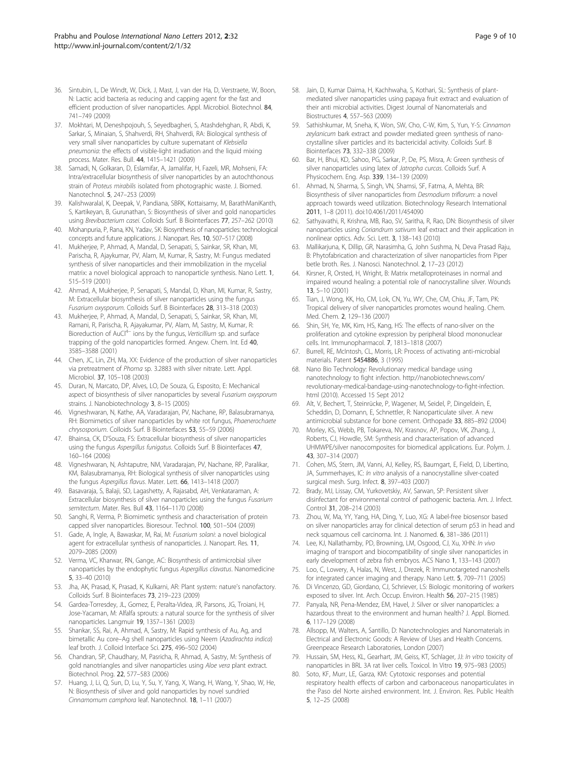36. Sintubin, L, De Windt, W, Dick, J, Mast, J, van der Ha, D, Verstraete, W, Boon, N: Lactic acid bacteria as reducing and capping agent for the fast and efficient production of silver nanoparticles. Appl. Microbiol. Biotechnol. **84**, 741–749 (2009)
37. Mokhtari, M, Deneshpojouh, S, Seyedbagheri, S, Atashdehghan, R, Abdi, K, Sarkar, S, Minaian, S, Shahverdi, RH, Shahverdi, RA: Biological synthesis of very small silver nanoparticles by culture supernatant of *Klebsiella pneumonia*: the effects of visible-light irradiation and the liquid mixing process. Mater. Res. Bull. **44**, 1415–1421 (2009)
38. Samadi, N, Golkaran, D, Eslamifar, A, Jamalifar, H, Fazeli, MR, Mohseni, FA: Intra/extracellular biosynthesis of silver nanoparticles by an autochthonous strain of *Proteus mirabilis* isolated from photographic waste. J. Biomed. Nanotechnol. **5**, 247–253 (2009)
39. Kalishwaralal, K, Deepak, V, Pandiana, SBRK, Kottaisamy, M, BarathManiKanth, S, Kartikeyan, B, Gurunathan, S: Biosynthesis of silver and gold nanoparticles using *Brevibacterium casei*. Colloids Surf. B Biointerfaces **77**, 257–262 (2010)
40. Mohanpuria, P, Rana, KN, Yadav, SK: Biosynthesis of nanoparticles: technological concepts and future applications. J. Nanopart. Res. **10**, 507–517 (2008)
41. Mukherjee, P, Ahmad, A, Mandal, D, Senapati, S, Sainkar, SR, Khan, MI, Parischa, R, Ajaykumar, PV, Alam, M, Kumar, R, Sastry, M: Fungus mediated synthesis of silver nanoparticles and their immobilization in the mycelial matrix: a novel biological approach to nanoparticle synthesis. Nano Lett. **1**, 515–519 (2001)
42. Ahmad, A, Mukherjee, P, Senapati, S, Mandal, D, Khan, MI, Kumar, R, Sastry, M: Extracellular biosynthesis of silver nanoparticles using the fungus *Fusarium oxysporum*. Colloids Surf. B Biointerfaces **28**, 313–318 (2003)
43. Mukherjee, P, Ahmad, A, Mandal, D, Senapati, S, Sainkar, SR, Khan, MI, Ramani, R, Parischa, R, Ajayakumar, PV, Alam, M, Sastry, M, Kumar, R: Bioreduction of $AuCl^{4-}$ ions by the fungus, *Verticillium* sp. and surface trapping of the gold nanoparticles formed. Angew. Chem. Int. Ed **40**, 3585–3588 (2001)
44. Chen, JC, Lin, ZH, Ma, XX: Evidence of the production of silver nanoparticles via pretreatment of *Phoma* sp. 3.2883 with silver nitrate. Lett. Appl. Microbiol. **37**, 105–108 (2003)
45. Duran, N, Marcato, DP, Alves, LO, De Souza, G, Esposito, E: Mechanical aspect of biosynthesis of silver nanoparticles by several *Fusarium oxysporum* strains. J. Nanobiotechnology **3**, 8–15 (2005)
46. Vigneshwaran, N, Kathe, AA, Varadarajan, PV, Nachane, RP, Balasubramanya, RH: Biomimetics of silver nanoparticles by white rot fungus, *Phaenerochaete chrysosporium*. Colloids Surf. B Biointerfaces **53**, 55–59 (2006)
47. Bhainsa, CK, D'Souza, FS: Extracellular biosynthesis of silver nanoparticles using the fungus *Aspergillus funigatus*. Colloids Surf. B Biointerfaces **47**, 160–164 (2006)
48. Vigneshwaran, N, Ashtaputre, NM, Varadarajan, PV, Nachane, RP, Paralikar, KM, Balasubramanya, RH: Biological synthesis of silver nanoparticles using the fungus *Aspergillus flavus*. Mater. Lett. **66**, 1413–1418 (2007)
49. Basavaraja, S, Balaji, SD, Lagashetty, A, Rajasabd, AH, Venkataraman, A: Extracellular biosynthesis of silver nanoparticles using the fungus *Fusarium semitectum*. Mater. Res. Bull **43**, 1164–1170 (2008)
50. Sanghi, R, Verma, P: Biomimetic synthesis and characterisation of protein capped silver nanoparticles. Bioresour. Technol. **100**, 501–504 (2009)
51. Gade, A, Ingle, A, Bawaskar, M, Rai, M: *Fusarium solani*: a novel biological agent for extracellular synthesis of nanoparticles. J. Nanopart. Res. **11**, 2079–2085 (2009)
52. Verma, VC, Kharwar, RN, Gange, AC: Biosynthesis of antimicrobial silver nanoparticles by the endophytic fungus *Aspergillus clavatus*. Nanomedicine **5**, 33–40 (2010)
53. Jha, AK, Prasad, K, Prasad, K, Kulkarni, AR: Plant system: nature's nanofactory. Colloids Surf. B Biointerfaces **73**, 219–223 (2009)
54. Gardea-Torresdey, JL, Gomez, E, Peralta-Videa, JR, Parsons, JG, Troiani, H, Jose-Yacaman, M: Alfalfa sprouts: a natural source for the synthesis of silver nanoparticles. Langmuir **19**, 1357–1361 (2003)
55. Shankar, SS, Rai, A, Ahmad, A, Sastry, M: Rapid synthesis of Au, Ag, and bimetallic Au core–Ag shell nanoparticles using Neem (*Azadirachta indica*) leaf broth. J. Colloid Interface Sci. **275**, 496–502 (2004)
56. Chandran, SP, Chaudhary, M, Pasricha, R, Ahmad, A, Sastry, M: Synthesis of gold nanotriangles and silver nanoparticles using *Aloe vera* plant extract. Biotechnol. Prog. **22**, 577–583 (2006)
57. Huang, J, Li, Q, Sun, D, Lu, Y, Su, Y, Yang, X, Wang, H, Wang, Y, Shao, W, He, N: Biosynthesis of silver and gold nanoparticles by novel sundried *Cinnamomum camphora* leaf. Nanotechnol. **18**, 1–11 (2007)
58. Jain, D, Kumar Daima, H, Kachhwaha, S, Kothari, SL: Synthesis of plant-mediated silver nanoparticles using papaya fruit extract and evaluation of their anti microbial activities. Digest Journal of Nanomaterials and Biostructures **4**, 557–563 (2009)
59. Sathishkumar, M, Sneha, K, Won, SW, Cho, C-W, Kim, S, Yun, Y-S: *Cinnamon zeylanicum* bark extract and powder mediated green synthesis of nano-crystalline silver particles and its bactericidal activity. Colloids Surf. B Biointerfaces **73**, 332–338 (2009)
60. Bar, H, Bhui, KD, Sahoo, PG, Sarkar, P, De, PS, Misra, A: Green synthesis of silver nanoparticles using latex of *Jatropha curcas*. Colloids Surf. A Physicochem. Eng. Asp. **339**, 134–139 (2009)
61. Ahmad, N, Sharma, S, Singh, VN, Shamsi, SF, Fatma, A, Mehta, BR: Biosynthesis of silver nanoparticles from *Desmodium triflorum*: a novel approach towards weed utilization. Biotechnology Research International **2011**, 1–8 (2011). doi:10.4061/2011/454090
62. Sathyavathi, R, Krishna, MB, Rao, SV, Saritha, R, Rao, DN: Biosynthesis of silver nanoparticles using *Coriandrum sativum* leaf extract and their application in nonlinear optics. Adv. Sci. Lett. **3**, 138–143 (2010)
63. Mallikarjuna, K, Dillip, GR, Narasimha, G, John Sushma, N, Deva Prasad Raju, B: Phytofabrication and characterization of silver nanoparticles from Piper betle broth. Res. J. Nanosci. Nanotechnol. **2**, 17–23 (2012)
64. Kirsner, R, Orsted, H, Wright, B: Matrix metalloproteinases in normal and impaired wound healing: a potential role of nanocrystalline silver. Wounds **13**, 5–10 (2001)
65. Tian, J, Wong, KK, Ho, CM, Lok, CN, Yu, WY, Che, CM, Chiu, JF, Tam, PK: Tropical delivery of silver nanoparticles promotes wound healing. Chem. Med. Chem. **2**, 129–136 (2007)
66. Shin, SH, Ye, MK, Kim, HS, Kang, HS: The effects of nano-silver on the proliferation and cytokine expression by peripheral blood mononuclear cells. Int. Immunopharmacol. **7**, 1813–1818 (2007)
67. Burrell, RE, McIntosh, CL, Morris, LR: Process of activating anti-microbial materials. Patent **5454886**, 3 (1995)
68. Nano Bio Technology: Revolutionary medical bandage using nanotechnology to fight infection. http://nanobiotechnews.com/revolutionary-medical-bandage-using-nanotechnology-to-fight-infection.html (2010). Accessed 15 Sept 2012
69. Alt, V, Bechert, T, Steinrücke, P, Wagener, M, Seidel, P, Dingeldein, E, Scheddin, D, Domann, E, Schnettler, R: Nanoparticulate silver. A new antimicrobial substance for bone cement. Orthopade **33**, 885–892 (2004)
70. Morley, KS, Webb, PB, Tokareva, NV, Krasnov, AP, Popov, VK, Zhang, J, Roberts, CJ, Howdle, SM: Synthesis and characterisation of advanced UHMWPE/silver nanocomposites for biomedical applications. Eur. Polym. J. **43**, 307–314 (2007)
71. Cohen, MS, Stern, JM, Vanni, AJ, Kelley, RS, Baumgart, E, Field, D, Libertino, JA, Summerhayes, IC: *In vitro* analysis of a nanocrystalline silver-coated surgical mesh. Surg. Infect. **8**, 397–403 (2007)
72. Brady, MJ, Lissay, CM, Yurkovetskiy, AV, Sarwan, SP: Persistent silver disinfectant for environmental control of pathogenic bacteria. Am. J. Infect. Control **31**, 208–214 (2003)
73. Zhou, W, Ma, YY, Yang, HA, Ding, Y, Luo, XG: A label-free biosensor based on silver nanoparticles array for clinical detection of serum p53 in head and neck squamous cell carcinoma. Int. J. Nanomed. **6**, 381–386 (2011)
74. Lee, KJ, Nallathamby, PD, Browning, LM, Osgood, CJ, Xu, XHN: *In vivo* imaging of transport and biocompatibility of single silver nanoparticles in early development of zebra fish embryos. ACS Nano **1**, 133–143 (2007)
75. Loo, C, Lowery, A, Halas, N, West, J, Drezek, R: Immunotargeted nanoshells for integrated cancer imaging and therapy. Nano Lett. **5**, 709–711 (2005)
76. Di Vincenzo, GD, Giordano, CJ, Schriever, LS: Biologic monitoring of workers exposed to silver. Int. Arch. Occup. Environ. Health **56**, 207–215 (1985)
77. Panyala, NR, Pena-Mendez, EM, Havel, J: Silver or silver nanoparticles: a hazardous threat to the environment and human health? J. Appl. Biomed. **6**, 117–129 (2008)
78. Allsopp, M, Walters, A, Santillo, D: Nanotechnologies and Nanomaterials in Electrical and Electronic Goods: A Review of Uses and Health Concerns. Greenpeace Research Laboratories, London (2007)
79. Hussain, SM, Hess, KL, Gearhart, JM, Geiss, KT, Schlager, JJ: *In vitro* toxicity of nanoparticles in BRL 3A rat liver cells. Toxicol. In Vitro **19**, 975–983 (2005)
80. Soto, KF, Murr, LE, Garza, KM: Cytotoxic responses and potential respiratory health effects of carbon and carbonaceous nanoparticulates in the Paso del Norte airshed environment. Int. J. Environ. Res. Public Health **5**, 12–25 (2008)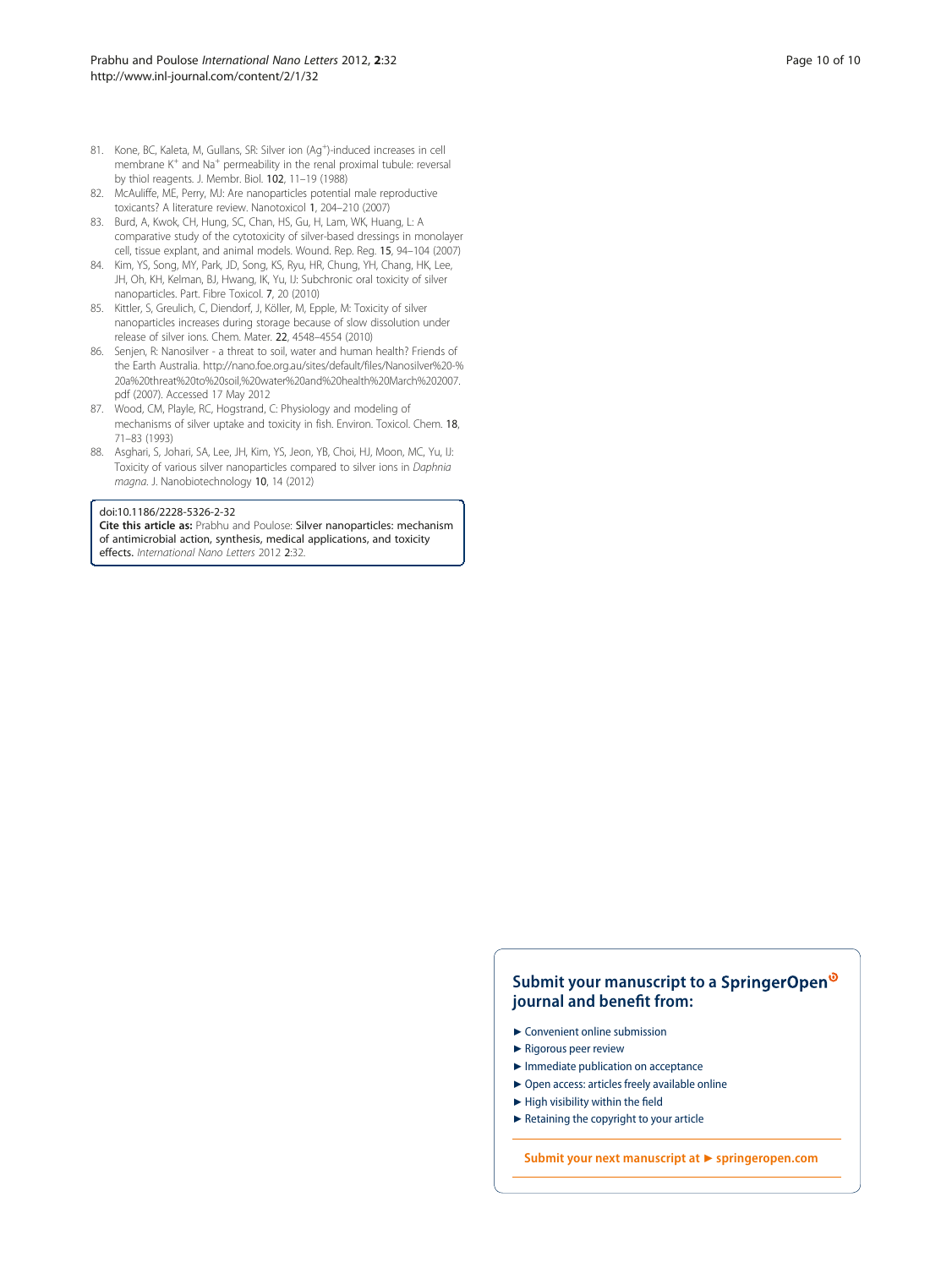81. Kone, BC, Kaleta, M, Gullans, SR: Silver ion ($Ag^+$)-induced increases in cell membrane $K^+$ and $Na^+$ permeability in the renal proximal tubule: reversal by thiol reagents. J. Membr. Biol. **102**, 11–19 (1988)
82. McAuliffe, ME, Perry, MJ: Are nanoparticles potential male reproductive toxicants? A literature review. Nanotoxicol **1**, 204–210 (2007)
83. Burd, A, Kwok, CH, Hung, SC, Chan, HS, Gu, H, Lam, WK, Huang, L: A comparative study of the cytotoxicity of silver-based dressings in monolayer cell, tissue explant, and animal models. Wound. Rep. Reg. **15**, 94–104 (2007)
84. Kim, YS, Song, MY, Park, JD, Song, KS, Ryu, HR, Chung, YH, Chang, HK, Lee, JH, Oh, KH, Kelman, BJ, Hwang, IK, Yu, IJ: Subchronic oral toxicity of silver nanoparticles. Part. Fibre Toxicol. **7**, 20 (2010)
85. Kittler, S, Greulich, C, Diendorf, J, Köller, M, Epple, M: Toxicity of silver nanoparticles increases during storage because of slow dissolution under release of silver ions. Chem. Mater. **22**, 4548–4554 (2010)
86. Senjen, R: Nanosilver - a threat to soil, water and human health? Friends of the Earth Australia. http://nano.foe.org.au/sites/default/files/Nanosilver%20-%20a%20threat%20to%20soil,%20water%20and%20health%20March%202007.pdf (2007). Accessed 17 May 2012
87. Wood, CM, Playle, RC, Hogstrand, C: Physiology and modeling of mechanisms of silver uptake and toxicity in fish. Environ. Toxicol. Chem. **18**, 71–83 (1993)
88. Asghari, S, Johari, SA, Lee, JH, Kim, YS, Jeon, YB, Choi, HJ, Moon, MC, Yu, IJ: Toxicity of various silver nanoparticles compared to silver ions in *Daphnia magna*. J. Nanobiotechnology **10**, 14 (2012)

doi:10.1186/2228-5326-2-32
**Cite this article as:** Prabhu and Poulose: **Silver nanoparticles: mechanism of antimicrobial action, synthesis, medical applications, and toxicity effects.** *International Nano Letters* 2012 **2**:32.

**Submit your manuscript to a SpringerOpen journal and benefit from:**

- ► Convenient online submission
- ► Rigorous peer review
- ► Immediate publication on acceptance
- ► Open access: articles freely available online
- ► High visibility within the field
- ► Retaining the copyright to your article

**Submit your next manuscript at ► springeropen.com**